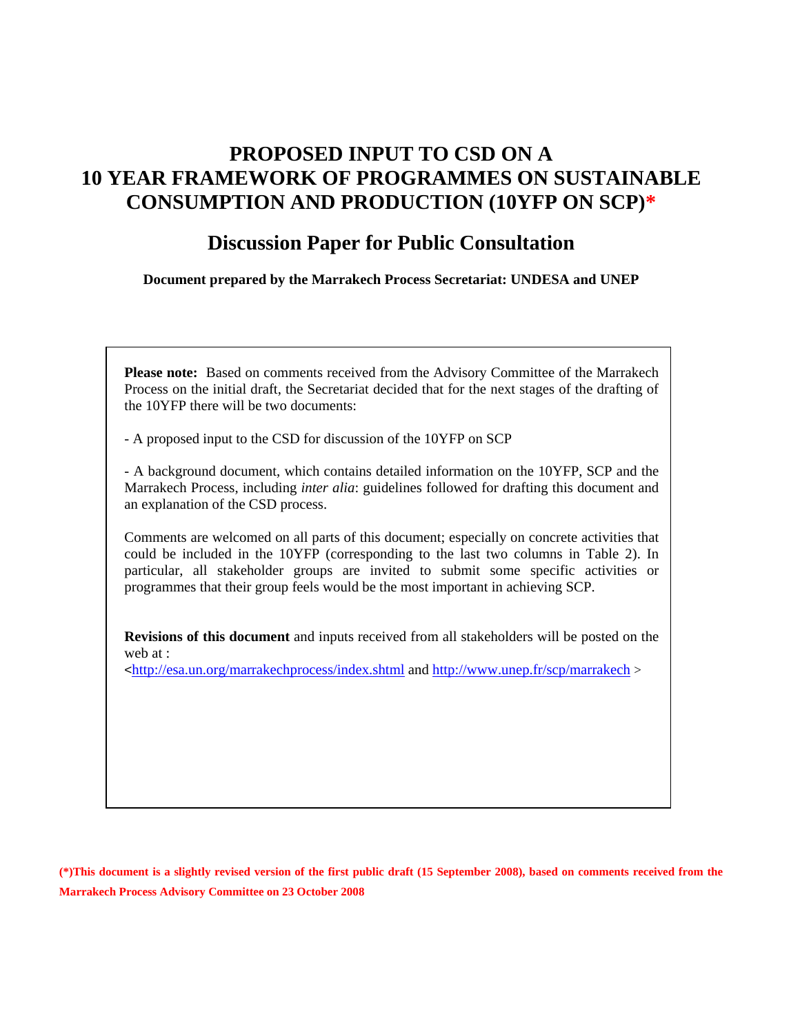# PROPOSED INPUT TO CSD ON A 10 YEAR FRAMEWORK OF PROGRAMMES ON SUSTAINABLE CONSUMPTION AND PRODUCTION (10YFP ON SCP)*

## Discussion Paper for Public Consultation

**Document prepared by the Marrakech Process Secretariat: UNDESA and UNEP**

**Please note:** Based on comments received from the Advisory Committee of the Marrakech Process on the initial draft, the Secretariat decided that for the next stages of the drafting of the 10YFP there will be two documents:

- A proposed input to the CSD for discussion of the 10YFP on SCP

- A background document, which contains detailed information on the 10YFP, SCP and the Marrakech Process, including *inter alia*: guidelines followed for drafting this document and an explanation of the CSD process.

Comments are welcomed on all parts of this document; especially on concrete activities that could be included in the 10YFP (corresponding to the last two columns in Table 2). In particular, all stakeholder groups are invited to submit some specific activities or programmes that their group feels would be the most important in achieving SCP.

**Revisions of this document** and inputs received from all stakeholders will be posted on the web at :
<http://esa.un.org/marrakechprocess/index.shtml and http://www.unep.fr/scp/marrakech >

**(*)This document is a slightly revised version of the first public draft (15 September 2008), based on comments received from the Marrakech Process Advisory Committee on 23 October 2008**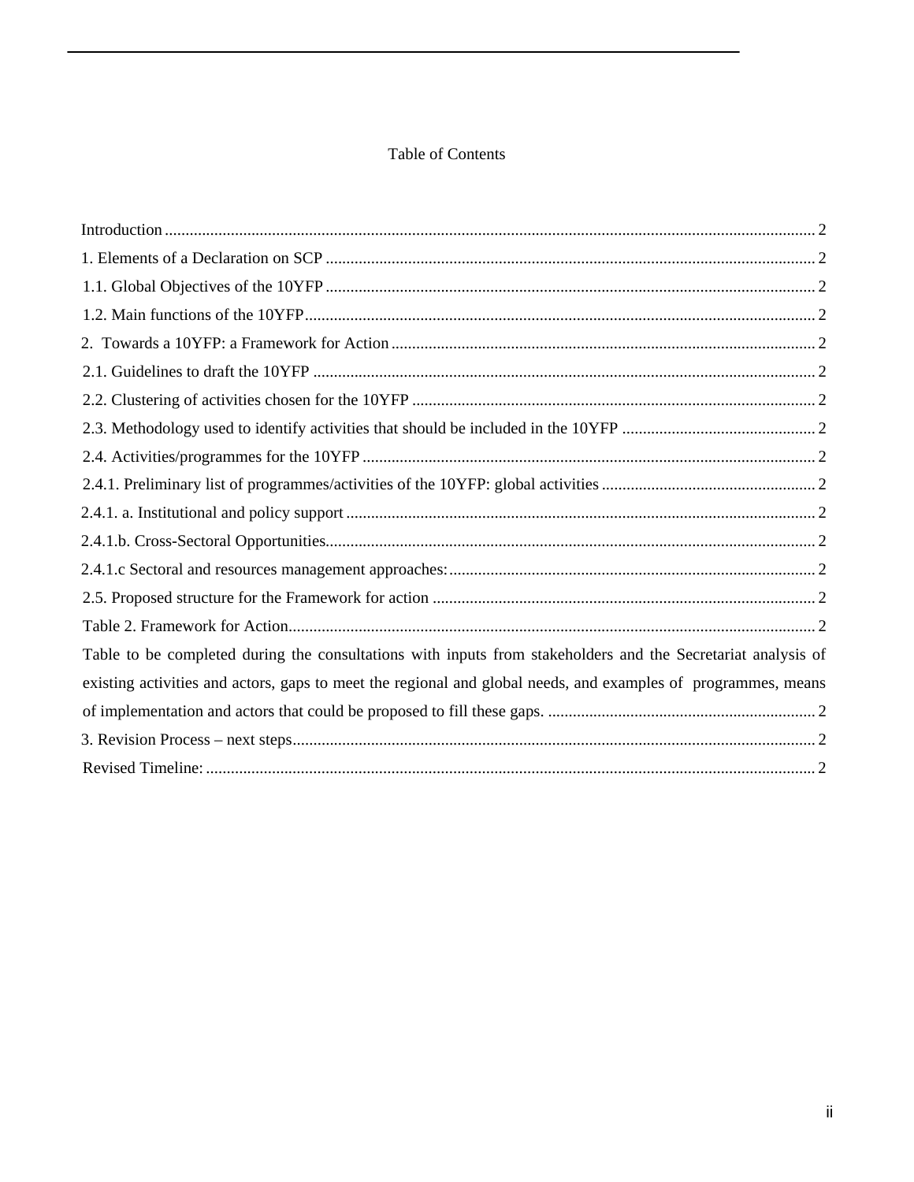Table of Contents

Introduction ........................................................................................................................................... 2

1. Elements of a Declaration on SCP ...................................................................................................... 2

1.1. Global Objectives of the 10YFP ...................................................................................................... 2

1.2. Main functions of the 10YFP ........................................................................................................... 2

2. Towards a 10YFP: a Framework for Action ...................................................................................... 2

2.1. Guidelines to draft the 10YFP ......................................................................................................... 2

2.2. Clustering of activities chosen for the 10YFP ................................................................................. 2

2.3. Methodology used to identify activities that should be included in the 10YFP .............................................. 2

2.4. Activities/programmes for the 10YFP ............................................................................................. 2

2.4.1. Preliminary list of programmes/activities of the 10YFP: global activities ................................................... 2

2.4.1. a. Institutional and policy support ................................................................................................. 2

2.4.1.b. Cross-Sectoral Opportunities..................................................................................................... 2

2.4.1.c Sectoral and resources management approaches: ........................................................................ 2

2.5. Proposed structure for the Framework for action ............................................................................ 2

Table 2. Framework for Action.............................................................................................................. 2

Table to be completed during the consultations with inputs from stakeholders and the Secretariat analysis of existing activities and actors, gaps to meet the regional and global needs, and examples of programmes, means of implementation and actors that could be proposed to fill these gaps. ................................................................ 2

3. Revision Process – next steps............................................................................................................. 2

Revised Timeline: .................................................................................................................................. 2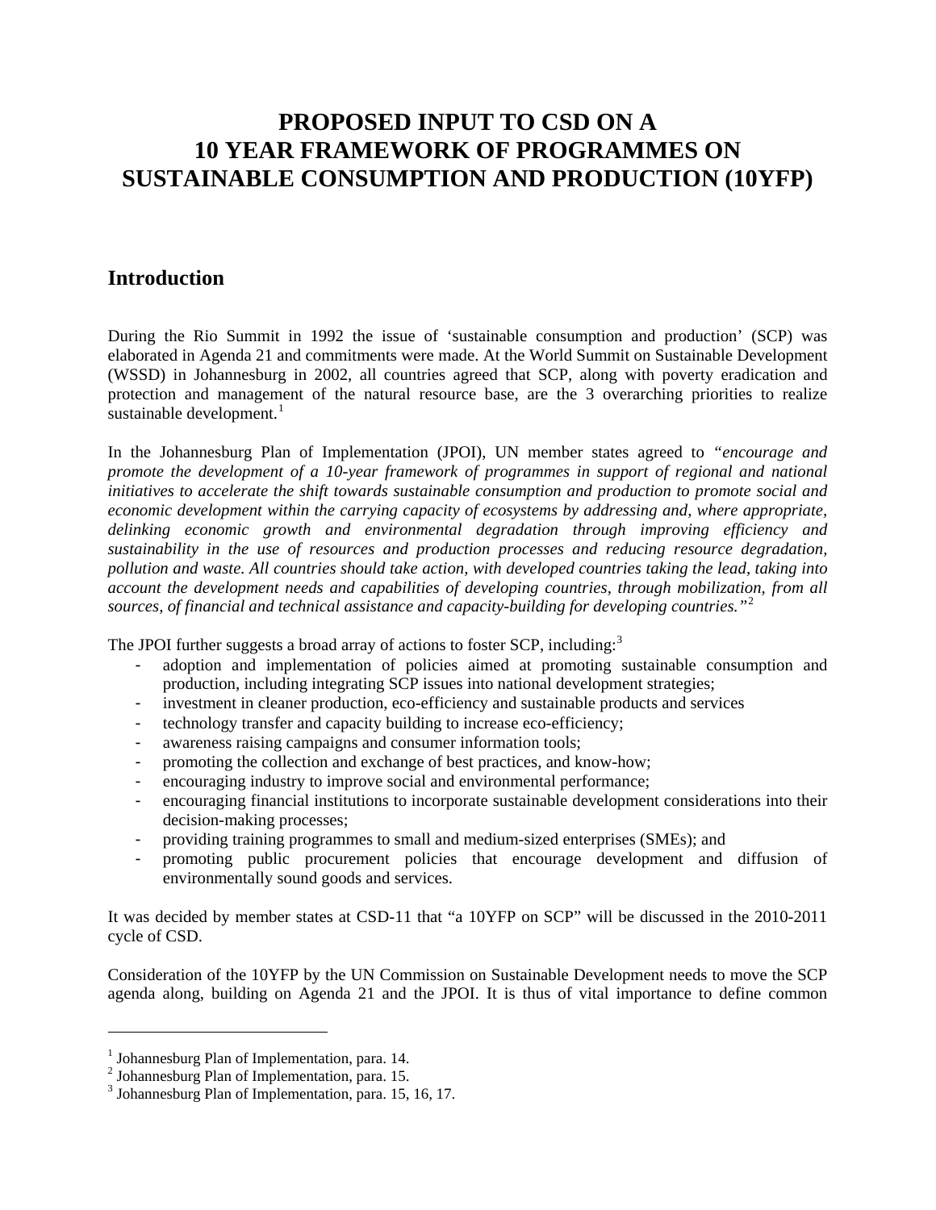# PROPOSED INPUT TO CSD ON A 10 YEAR FRAMEWORK OF PROGRAMMES ON SUSTAINABLE CONSUMPTION AND PRODUCTION (10YFP)

## Introduction

During the Rio Summit in 1992 the issue of 'sustainable consumption and production' (SCP) was elaborated in Agenda 21 and commitments were made. At the World Summit on Sustainable Development (WSSD) in Johannesburg in 2002, all countries agreed that SCP, along with poverty eradication and protection and management of the natural resource base, are the 3 overarching priorities to realize sustainable development.[1]

In the Johannesburg Plan of Implementation (JPOI), UN member states agreed to *"encourage and promote the development of a 10-year framework of programmes in support of regional and national initiatives to accelerate the shift towards sustainable consumption and production to promote social and economic development within the carrying capacity of ecosystems by addressing and, where appropriate, delinking economic growth and environmental degradation through improving efficiency and sustainability in the use of resources and production processes and reducing resource degradation, pollution and waste. All countries should take action, with developed countries taking the lead, taking into account the development needs and capabilities of developing countries, through mobilization, from all sources, of financial and technical assistance and capacity-building for developing countries."*[2]

The JPOI further suggests a broad array of actions to foster SCP, including:[3]

- adoption and implementation of policies aimed at promoting sustainable consumption and production, including integrating SCP issues into national development strategies;
- investment in cleaner production, eco-efficiency and sustainable products and services
- technology transfer and capacity building to increase eco-efficiency;
- awareness raising campaigns and consumer information tools;
- promoting the collection and exchange of best practices, and know-how;
- encouraging industry to improve social and environmental performance;
- encouraging financial institutions to incorporate sustainable development considerations into their decision-making processes;
- providing training programmes to small and medium-sized enterprises (SMEs); and
- promoting public procurement policies that encourage development and diffusion of environmentally sound goods and services.

It was decided by member states at CSD-11 that "a 10YFP on SCP" will be discussed in the 2010-2011 cycle of CSD.

Consideration of the 10YFP by the UN Commission on Sustainable Development needs to move the SCP agenda along, building on Agenda 21 and the JPOI. It is thus of vital importance to define common

---

[1] Johannesburg Plan of Implementation, para. 14.
[2] Johannesburg Plan of Implementation, para. 15.
[3] Johannesburg Plan of Implementation, para. 15, 16, 17.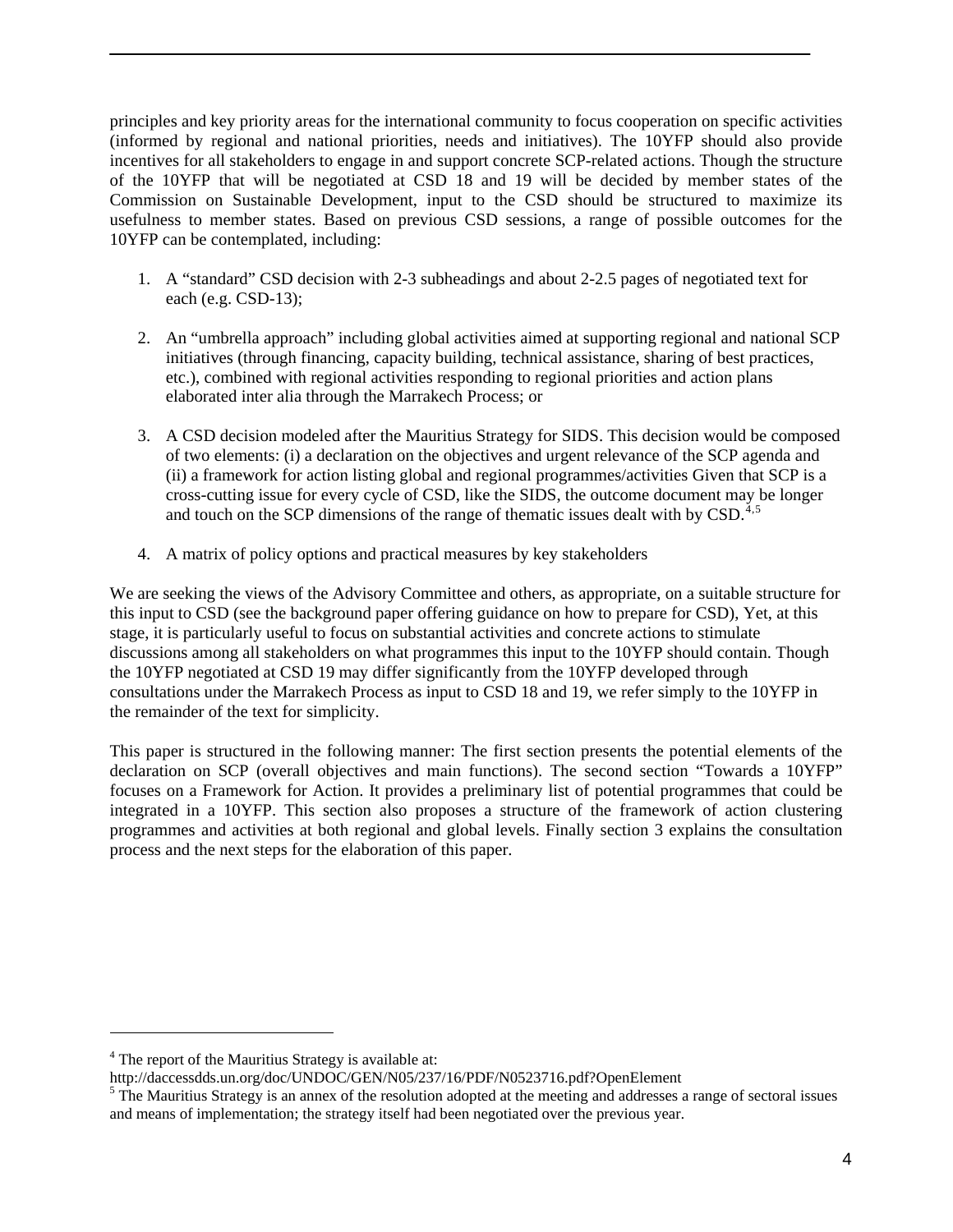principles and key priority areas for the international community to focus cooperation on specific activities (informed by regional and national priorities, needs and initiatives). The 10YFP should also provide incentives for all stakeholders to engage in and support concrete SCP-related actions. Though the structure of the 10YFP that will be negotiated at CSD 18 and 19 will be decided by member states of the Commission on Sustainable Development, input to the CSD should be structured to maximize its usefulness to member states. Based on previous CSD sessions, a range of possible outcomes for the 10YFP can be contemplated, including:

1. A "standard" CSD decision with 2-3 subheadings and about 2-2.5 pages of negotiated text for each (e.g. CSD-13);

2. An "umbrella approach" including global activities aimed at supporting regional and national SCP initiatives (through financing, capacity building, technical assistance, sharing of best practices, etc.), combined with regional activities responding to regional priorities and action plans elaborated inter alia through the Marrakech Process; or

3. A CSD decision modeled after the Mauritius Strategy for SIDS. This decision would be composed of two elements: (i) a declaration on the objectives and urgent relevance of the SCP agenda and (ii) a framework for action listing global and regional programmes/activities Given that SCP is a cross-cutting issue for every cycle of CSD, like the SIDS, the outcome document may be longer and touch on the SCP dimensions of the range of thematic issues dealt with by CSD.[4,5]

4. A matrix of policy options and practical measures by key stakeholders

We are seeking the views of the Advisory Committee and others, as appropriate, on a suitable structure for this input to CSD (see the background paper offering guidance on how to prepare for CSD), Yet, at this stage, it is particularly useful to focus on substantial activities and concrete actions to stimulate discussions among all stakeholders on what programmes this input to the 10YFP should contain. Though the 10YFP negotiated at CSD 19 may differ significantly from the 10YFP developed through consultations under the Marrakech Process as input to CSD 18 and 19, we refer simply to the 10YFP in the remainder of the text for simplicity.

This paper is structured in the following manner: The first section presents the potential elements of the declaration on SCP (overall objectives and main functions). The second section "Towards a 10YFP" focuses on a Framework for Action. It provides a preliminary list of potential programmes that could be integrated in a 10YFP. This section also proposes a structure of the framework of action clustering programmes and activities at both regional and global levels. Finally section 3 explains the consultation process and the next steps for the elaboration of this paper.

---

[4] The report of the Mauritius Strategy is available at:
http://daccessdds.un.org/doc/UNDOC/GEN/N05/237/16/PDF/N0523716.pdf?OpenElement

[5] The Mauritius Strategy is an annex of the resolution adopted at the meeting and addresses a range of sectoral issues and means of implementation; the strategy itself had been negotiated over the previous year.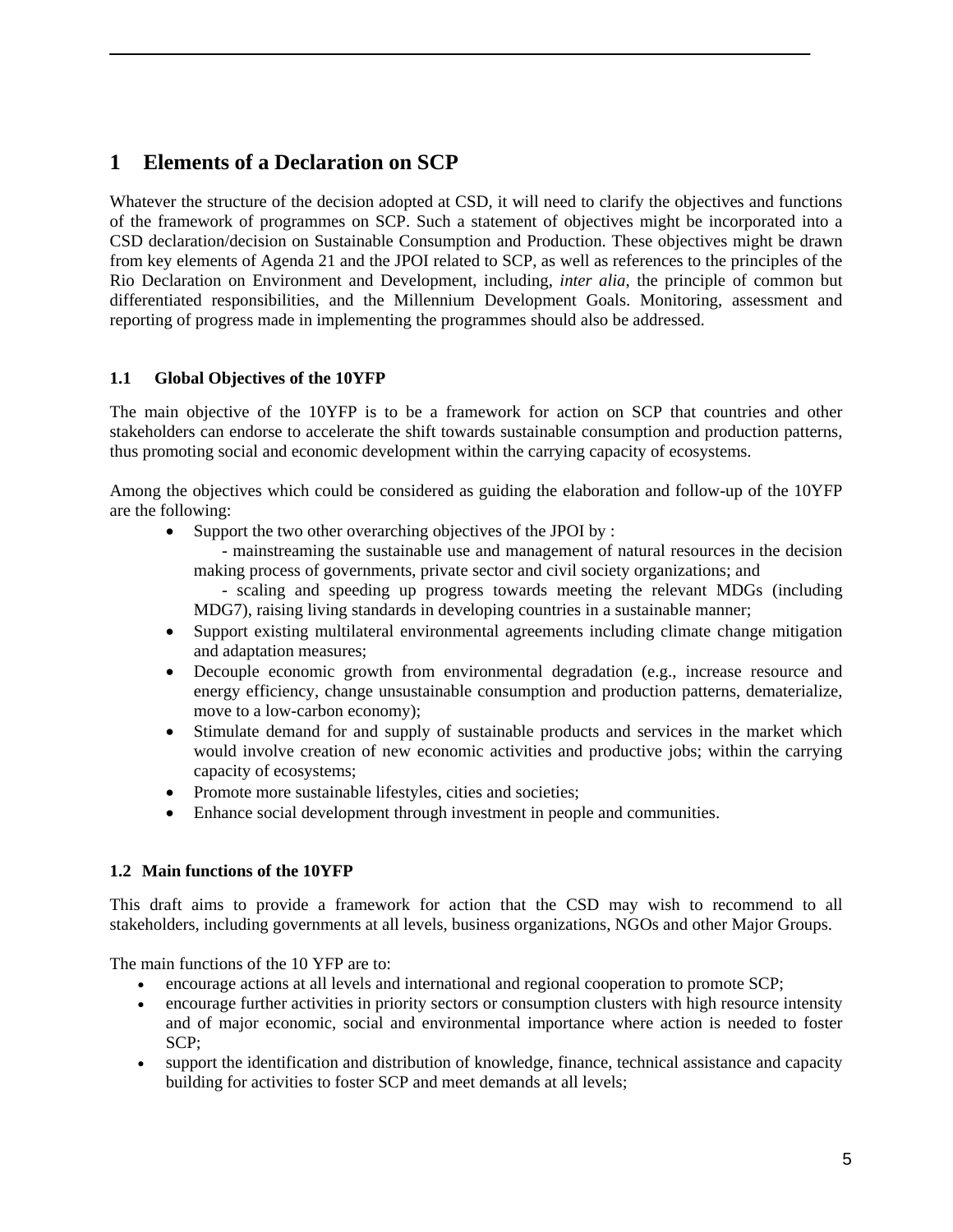# 1 Elements of a Declaration on SCP

Whatever the structure of the decision adopted at CSD, it will need to clarify the objectives and functions of the framework of programmes on SCP. Such a statement of objectives might be incorporated into a CSD declaration/decision on Sustainable Consumption and Production. These objectives might be drawn from key elements of Agenda 21 and the JPOI related to SCP, as well as references to the principles of the Rio Declaration on Environment and Development, including, *inter alia*, the principle of common but differentiated responsibilities, and the Millennium Development Goals. Monitoring, assessment and reporting of progress made in implementing the programmes should also be addressed.

### 1.1 Global Objectives of the 10YFP

The main objective of the 10YFP is to be a framework for action on SCP that countries and other stakeholders can endorse to accelerate the shift towards sustainable consumption and production patterns, thus promoting social and economic development within the carrying capacity of ecosystems.

Among the objectives which could be considered as guiding the elaboration and follow-up of the 10YFP are the following:

- Support the two other overarching objectives of the JPOI by :
  - mainstreaming the sustainable use and management of natural resources in the decision making process of governments, private sector and civil society organizations; and
  - scaling and speeding up progress towards meeting the relevant MDGs (including MDG7), raising living standards in developing countries in a sustainable manner;
- Support existing multilateral environmental agreements including climate change mitigation and adaptation measures;
- Decouple economic growth from environmental degradation (e.g., increase resource and energy efficiency, change unsustainable consumption and production patterns, dematerialize, move to a low-carbon economy);
- Stimulate demand for and supply of sustainable products and services in the market which would involve creation of new economic activities and productive jobs; within the carrying capacity of ecosystems;
- Promote more sustainable lifestyles, cities and societies;
- Enhance social development through investment in people and communities.

### 1.2 Main functions of the 10YFP

This draft aims to provide a framework for action that the CSD may wish to recommend to all stakeholders, including governments at all levels, business organizations, NGOs and other Major Groups.

The main functions of the 10 YFP are to:

- encourage actions at all levels and international and regional cooperation to promote SCP;
- encourage further activities in priority sectors or consumption clusters with high resource intensity and of major economic, social and environmental importance where action is needed to foster SCP;
- support the identification and distribution of knowledge, finance, technical assistance and capacity building for activities to foster SCP and meet demands at all levels;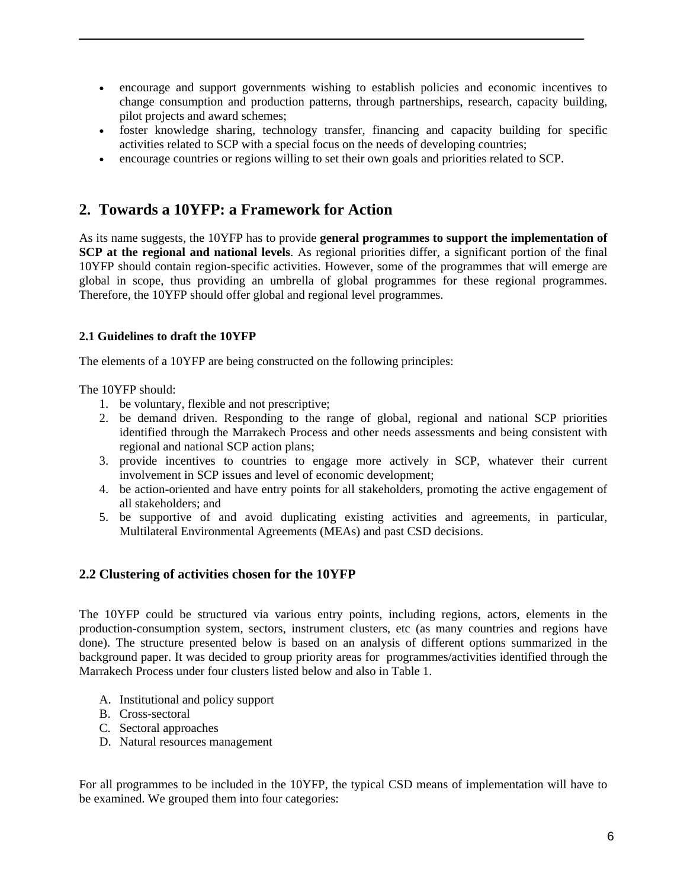- encourage and support governments wishing to establish policies and economic incentives to change consumption and production patterns, through partnerships, research, capacity building, pilot projects and award schemes;
- foster knowledge sharing, technology transfer, financing and capacity building for specific activities related to SCP with a special focus on the needs of developing countries;
- encourage countries or regions willing to set their own goals and priorities related to SCP.

## 2. Towards a 10YFP: a Framework for Action

As its name suggests, the 10YFP has to provide **general programmes to support the implementation of SCP at the regional and national levels**. As regional priorities differ, a significant portion of the final 10YFP should contain region-specific activities. However, some of the programmes that will emerge are global in scope, thus providing an umbrella of global programmes for these regional programmes. Therefore, the 10YFP should offer global and regional level programmes.

#### 2.1 Guidelines to draft the 10YFP

The elements of a 10YFP are being constructed on the following principles:

The 10YFP should:

1. be voluntary, flexible and not prescriptive;
2. be demand driven. Responding to the range of global, regional and national SCP priorities identified through the Marrakech Process and other needs assessments and being consistent with regional and national SCP action plans;
3. provide incentives to countries to engage more actively in SCP, whatever their current involvement in SCP issues and level of economic development;
4. be action-oriented and have entry points for all stakeholders, promoting the active engagement of all stakeholders; and
5. be supportive of and avoid duplicating existing activities and agreements, in particular, Multilateral Environmental Agreements (MEAs) and past CSD decisions.

### 2.2 Clustering of activities chosen for the 10YFP

The 10YFP could be structured via various entry points, including regions, actors, elements in the production-consumption system, sectors, instrument clusters, etc (as many countries and regions have done). The structure presented below is based on an analysis of different options summarized in the background paper. It was decided to group priority areas for programmes/activities identified through the Marrakech Process under four clusters listed below and also in Table 1.

A. Institutional and policy support
B. Cross-sectoral
C. Sectoral approaches
D. Natural resources management

For all programmes to be included in the 10YFP, the typical CSD means of implementation will have to be examined. We grouped them into four categories: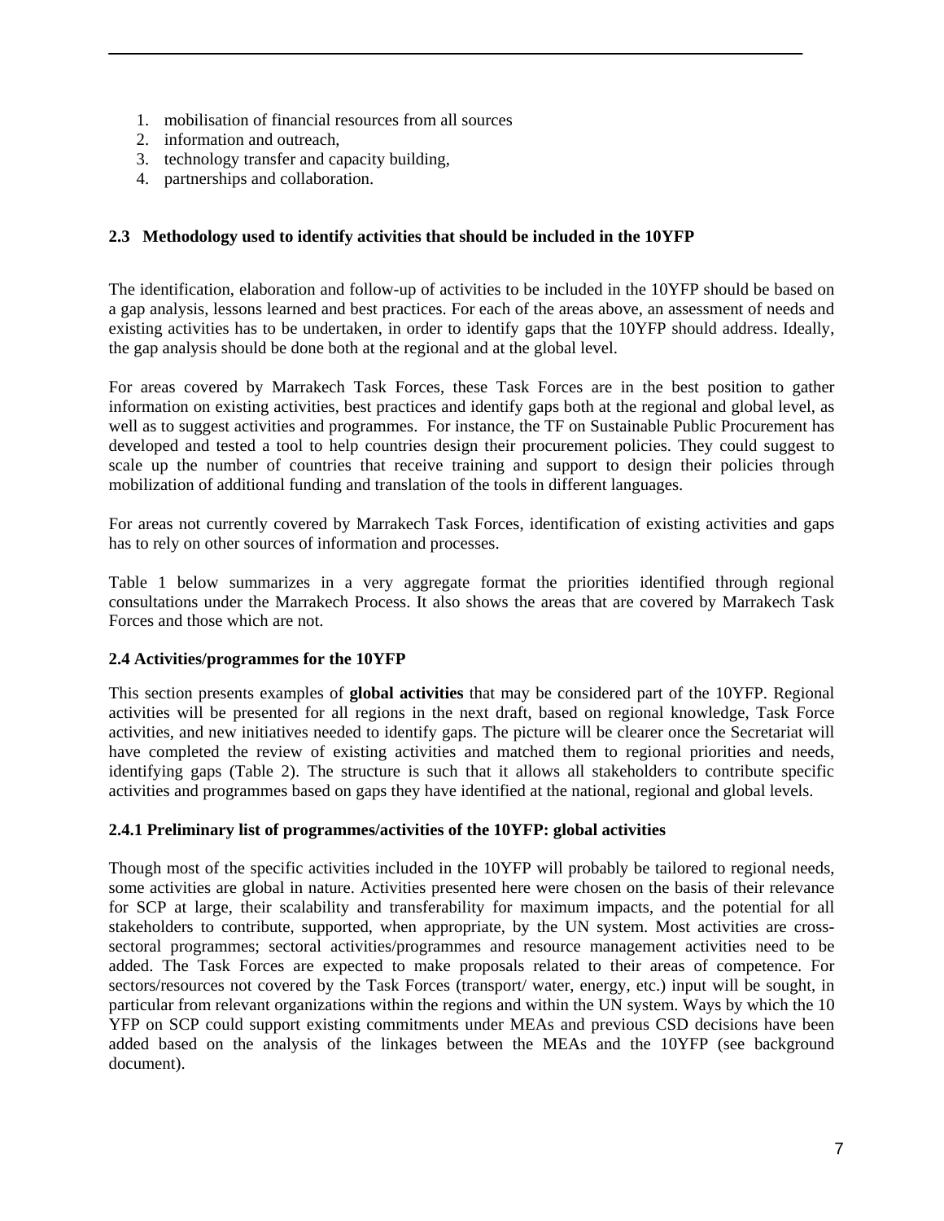1. mobilisation of financial resources from all sources
2. information and outreach,
3. technology transfer and capacity building,
4. partnerships and collaboration.

### 2.3 Methodology used to identify activities that should be included in the 10YFP

The identification, elaboration and follow-up of activities to be included in the 10YFP should be based on a gap analysis, lessons learned and best practices. For each of the areas above, an assessment of needs and existing activities has to be undertaken, in order to identify gaps that the 10YFP should address. Ideally, the gap analysis should be done both at the regional and at the global level.

For areas covered by Marrakech Task Forces, these Task Forces are in the best position to gather information on existing activities, best practices and identify gaps both at the regional and global level, as well as to suggest activities and programmes. For instance, the TF on Sustainable Public Procurement has developed and tested a tool to help countries design their procurement policies. They could suggest to scale up the number of countries that receive training and support to design their policies through mobilization of additional funding and translation of the tools in different languages.

For areas not currently covered by Marrakech Task Forces, identification of existing activities and gaps has to rely on other sources of information and processes.

Table 1 below summarizes in a very aggregate format the priorities identified through regional consultations under the Marrakech Process. It also shows the areas that are covered by Marrakech Task Forces and those which are not.

### 2.4 Activities/programmes for the 10YFP

This section presents examples of **global activities** that may be considered part of the 10YFP. Regional activities will be presented for all regions in the next draft, based on regional knowledge, Task Force activities, and new initiatives needed to identify gaps. The picture will be clearer once the Secretariat will have completed the review of existing activities and matched them to regional priorities and needs, identifying gaps (Table 2). The structure is such that it allows all stakeholders to contribute specific activities and programmes based on gaps they have identified at the national, regional and global levels.

#### 2.4.1 Preliminary list of programmes/activities of the 10YFP: global activities

Though most of the specific activities included in the 10YFP will probably be tailored to regional needs, some activities are global in nature. Activities presented here were chosen on the basis of their relevance for SCP at large, their scalability and transferability for maximum impacts, and the potential for all stakeholders to contribute, supported, when appropriate, by the UN system. Most activities are cross-sectoral programmes; sectoral activities/programmes and resource management activities need to be added. The Task Forces are expected to make proposals related to their areas of competence. For sectors/resources not covered by the Task Forces (transport/ water, energy, etc.) input will be sought, in particular from relevant organizations within the regions and within the UN system. Ways by which the 10 YFP on SCP could support existing commitments under MEAs and previous CSD decisions have been added based on the analysis of the linkages between the MEAs and the 10YFP (see background document).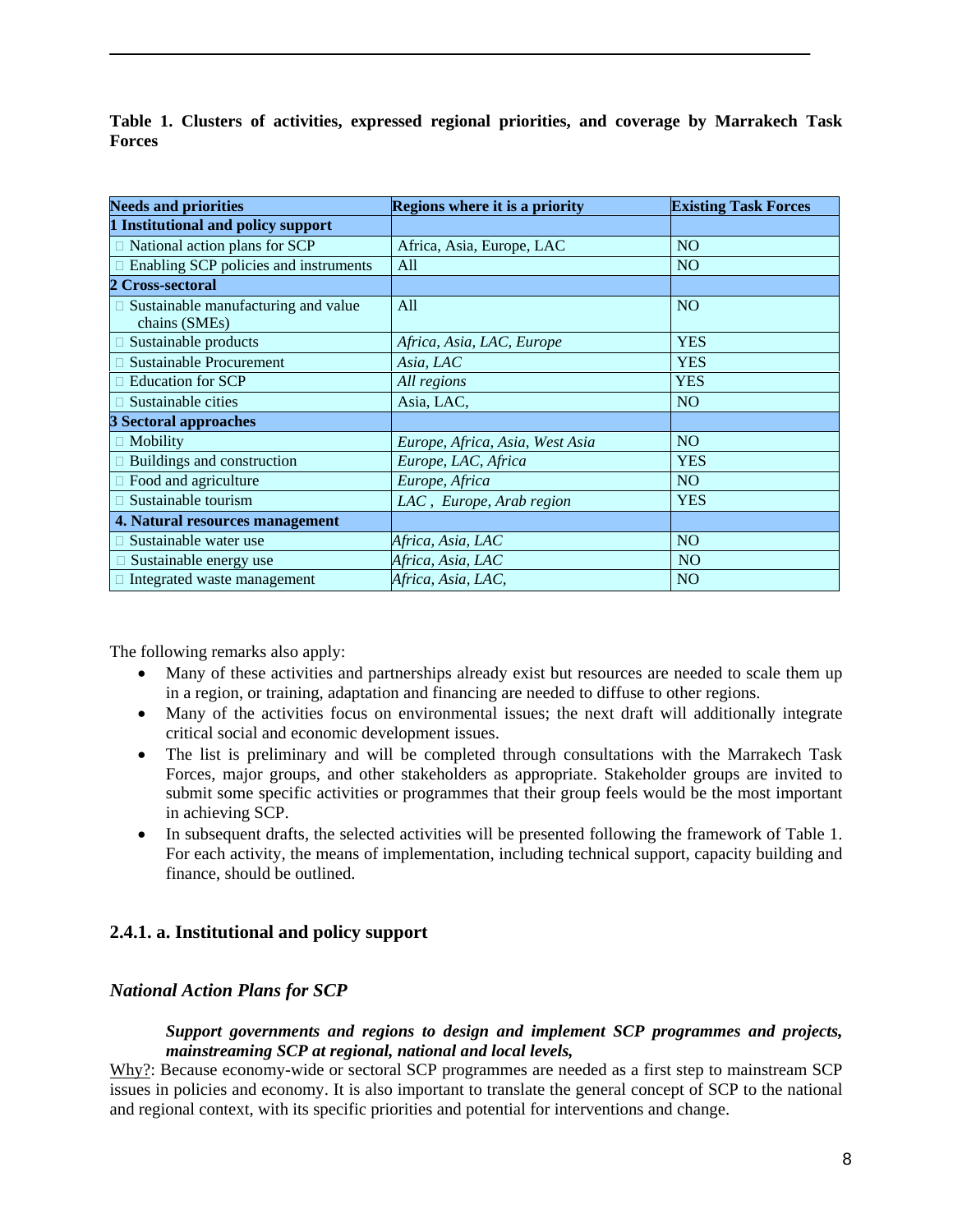**Table 1. Clusters of activities, expressed regional priorities, and coverage by Marrakech Task Forces**

| Needs and priorities | Regions where it is a priority | Existing Task Forces |
|---|---|---|
| **1 Institutional and policy support** | | |
| National action plans for SCP | Africa, Asia, Europe, LAC | NO |
| Enabling SCP policies and instruments | All | NO |
| **2 Cross-sectoral** | | |
| Sustainable manufacturing and value chains (SMEs) | All | NO |
| Sustainable products | *Africa, Asia, LAC, Europe* | YES |
| Sustainable Procurement | *Asia, LAC* | YES |
| Education for SCP | *All regions* | YES |
| Sustainable cities | Asia, LAC, | NO |
| **3 Sectoral approaches** | | |
| Mobility | *Europe, Africa, Asia, West Asia* | NO |
| Buildings and construction | *Europe, LAC, Africa* | YES |
| Food and agriculture | *Europe, Africa* | NO |
| Sustainable tourism | *LAC , Europe, Arab region* | YES |
| **4. Natural resources management** | | |
| Sustainable water use | *Africa, Asia, LAC* | NO |
| Sustainable energy use | *Africa, Asia, LAC* | NO |
| Integrated waste management | *Africa, Asia, LAC,* | NO |

The following remarks also apply:

- Many of these activities and partnerships already exist but resources are needed to scale them up in a region, or training, adaptation and financing are needed to diffuse to other regions.
- Many of the activities focus on environmental issues; the next draft will additionally integrate critical social and economic development issues.
- The list is preliminary and will be completed through consultations with the Marrakech Task Forces, major groups, and other stakeholders as appropriate. Stakeholder groups are invited to submit some specific activities or programmes that their group feels would be the most important in achieving SCP.
- In subsequent drafts, the selected activities will be presented following the framework of Table 1. For each activity, the means of implementation, including technical support, capacity building and finance, should be outlined.

## 2.4.1. a. Institutional and policy support

### *National Action Plans for SCP*

> ***Support governments and regions to design and implement SCP programmes and projects, mainstreaming SCP at regional, national and local levels,***

Why?: Because economy-wide or sectoral SCP programmes are needed as a first step to mainstream SCP issues in policies and economy. It is also important to translate the general concept of SCP to the national and regional context, with its specific priorities and potential for interventions and change.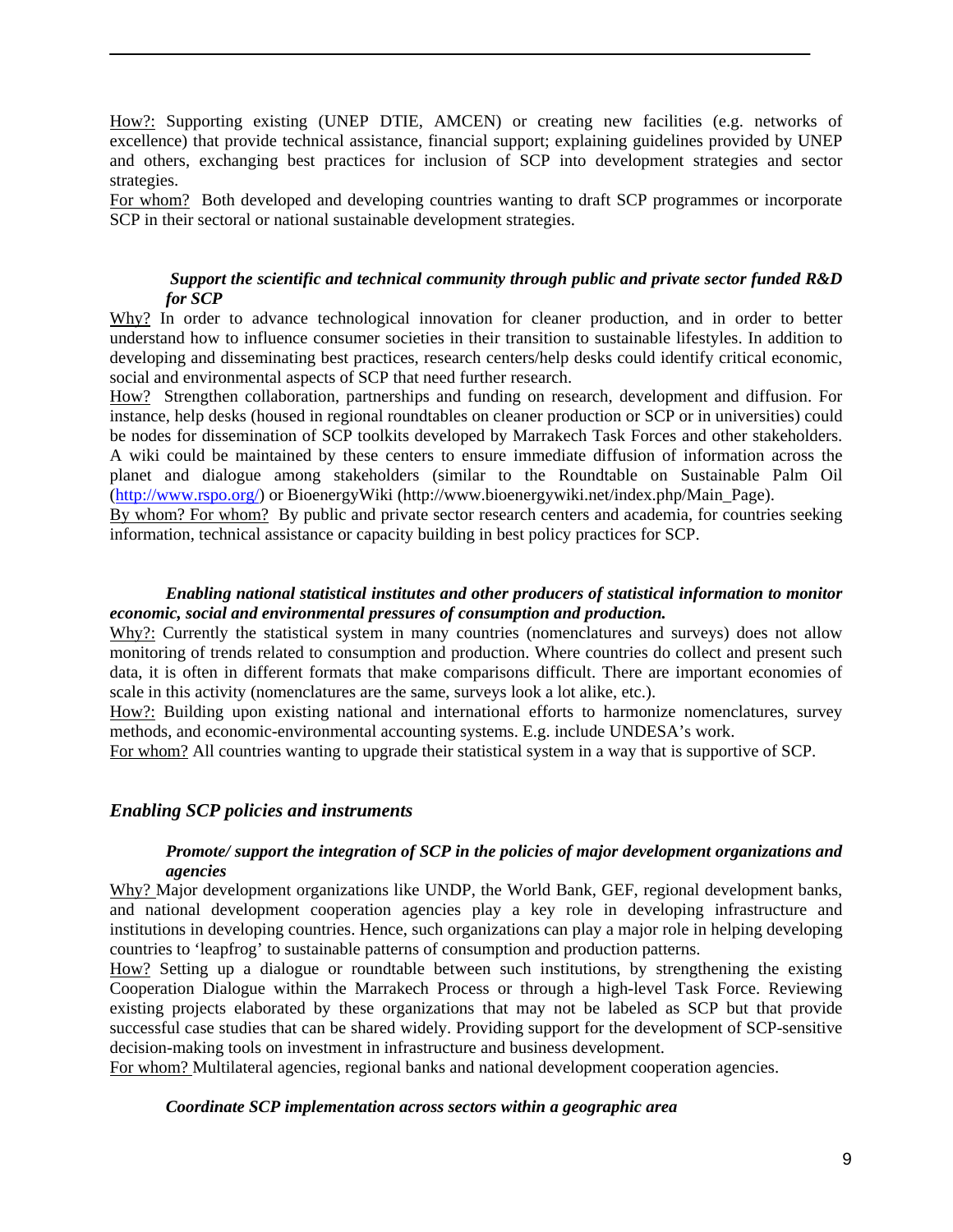How?: Supporting existing (UNEP DTIE, AMCEN) or creating new facilities (e.g. networks of excellence) that provide technical assistance, financial support; explaining guidelines provided by UNEP and others, exchanging best practices for inclusion of SCP into development strategies and sector strategies.

For whom? Both developed and developing countries wanting to draft SCP programmes or incorporate SCP in their sectoral or national sustainable development strategies.

***Support the scientific and technical community through public and private sector funded R&D for SCP***

Why? In order to advance technological innovation for cleaner production, and in order to better understand how to influence consumer societies in their transition to sustainable lifestyles. In addition to developing and disseminating best practices, research centers/help desks could identify critical economic, social and environmental aspects of SCP that need further research.

How? Strengthen collaboration, partnerships and funding on research, development and diffusion. For instance, help desks (housed in regional roundtables on cleaner production or SCP or in universities) could be nodes for dissemination of SCP toolkits developed by Marrakech Task Forces and other stakeholders. A wiki could be maintained by these centers to ensure immediate diffusion of information across the planet and dialogue among stakeholders (similar to the Roundtable on Sustainable Palm Oil (http://www.rspo.org/) or BioenergyWiki (http://www.bioenergywiki.net/index.php/Main_Page).

By whom? For whom? By public and private sector research centers and academia, for countries seeking information, technical assistance or capacity building in best policy practices for SCP.

***Enabling national statistical institutes and other producers of statistical information to monitor economic, social and environmental pressures of consumption and production.***

Why?: Currently the statistical system in many countries (nomenclatures and surveys) does not allow monitoring of trends related to consumption and production. Where countries do collect and present such data, it is often in different formats that make comparisons difficult. There are important economies of scale in this activity (nomenclatures are the same, surveys look a lot alike, etc.).

How?: Building upon existing national and international efforts to harmonize nomenclatures, survey methods, and economic-environmental accounting systems. E.g. include UNDESA's work.

For whom? All countries wanting to upgrade their statistical system in a way that is supportive of SCP.

## *Enabling SCP policies and instruments*

***Promote/ support the integration of SCP in the policies of major development organizations and agencies***

Why? Major development organizations like UNDP, the World Bank, GEF, regional development banks, and national development cooperation agencies play a key role in developing infrastructure and institutions in developing countries. Hence, such organizations can play a major role in helping developing countries to 'leapfrog' to sustainable patterns of consumption and production patterns.

How? Setting up a dialogue or roundtable between such institutions, by strengthening the existing Cooperation Dialogue within the Marrakech Process or through a high-level Task Force. Reviewing existing projects elaborated by these organizations that may not be labeled as SCP but that provide successful case studies that can be shared widely. Providing support for the development of SCP-sensitive decision-making tools on investment in infrastructure and business development.

For whom? Multilateral agencies, regional banks and national development cooperation agencies.

***Coordinate SCP implementation across sectors within a geographic area***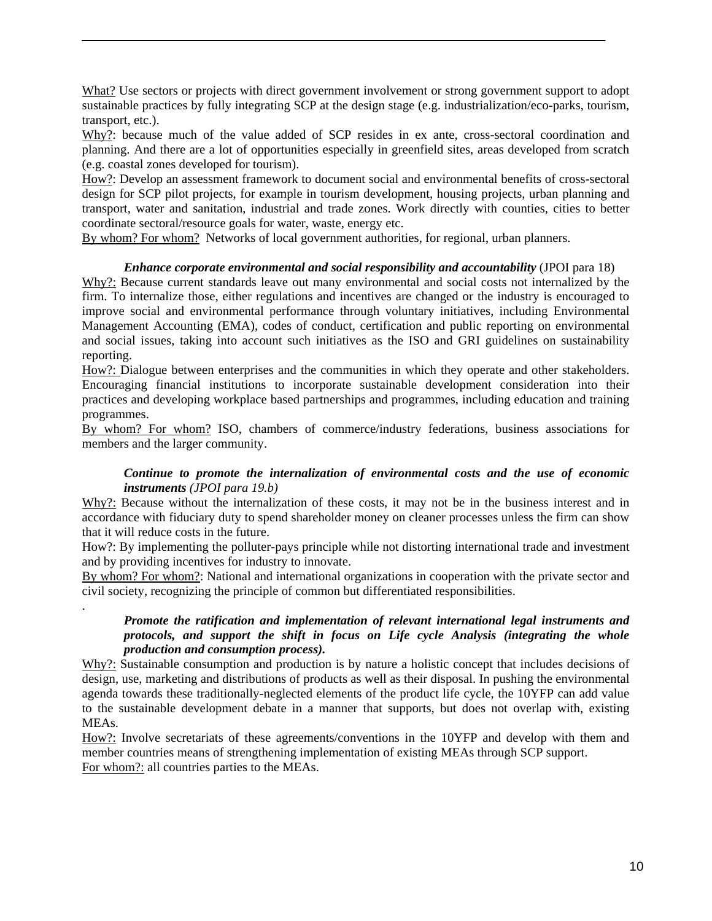What? Use sectors or projects with direct government involvement or strong government support to adopt sustainable practices by fully integrating SCP at the design stage (e.g. industrialization/eco-parks, tourism, transport, etc.).

Why?: because much of the value added of SCP resides in ex ante, cross-sectoral coordination and planning. And there are a lot of opportunities especially in greenfield sites, areas developed from scratch (e.g. coastal zones developed for tourism).

How?: Develop an assessment framework to document social and environmental benefits of cross-sectoral design for SCP pilot projects, for example in tourism development, housing projects, urban planning and transport, water and sanitation, industrial and trade zones. Work directly with counties, cities to better coordinate sectoral/resource goals for water, waste, energy etc.

By whom? For whom? Networks of local government authorities, for regional, urban planners.

***Enhance corporate environmental and social responsibility and accountability*** (JPOI para 18)

Why?: Because current standards leave out many environmental and social costs not internalized by the firm. To internalize those, either regulations and incentives are changed or the industry is encouraged to improve social and environmental performance through voluntary initiatives, including Environmental Management Accounting (EMA), codes of conduct, certification and public reporting on environmental and social issues, taking into account such initiatives as the ISO and GRI guidelines on sustainability reporting.

How?: Dialogue between enterprises and the communities in which they operate and other stakeholders. Encouraging financial institutions to incorporate sustainable development consideration into their practices and developing workplace based partnerships and programmes, including education and training programmes.

By whom? For whom? ISO, chambers of commerce/industry federations, business associations for members and the larger community.

***Continue to promote the internalization of environmental costs and the use of economic instruments*** *(JPOI para 19.b)*

Why?: Because without the internalization of these costs, it may not be in the business interest and in accordance with fiduciary duty to spend shareholder money on cleaner processes unless the firm can show that it will reduce costs in the future.

How?: By implementing the polluter-pays principle while not distorting international trade and investment and by providing incentives for industry to innovate.

By whom? For whom?: National and international organizations in cooperation with the private sector and civil society, recognizing the principle of common but differentiated responsibilities.

***Promote the ratification and implementation of relevant international legal instruments and protocols, and support the shift in focus on Life cycle Analysis (integrating the whole production and consumption process).***

Why?: Sustainable consumption and production is by nature a holistic concept that includes decisions of design, use, marketing and distributions of products as well as their disposal. In pushing the environmental agenda towards these traditionally-neglected elements of the product life cycle, the 10YFP can add value to the sustainable development debate in a manner that supports, but does not overlap with, existing MEAs.

How?: Involve secretariats of these agreements/conventions in the 10YFP and develop with them and member countries means of strengthening implementation of existing MEAs through SCP support.

For whom?: all countries parties to the MEAs.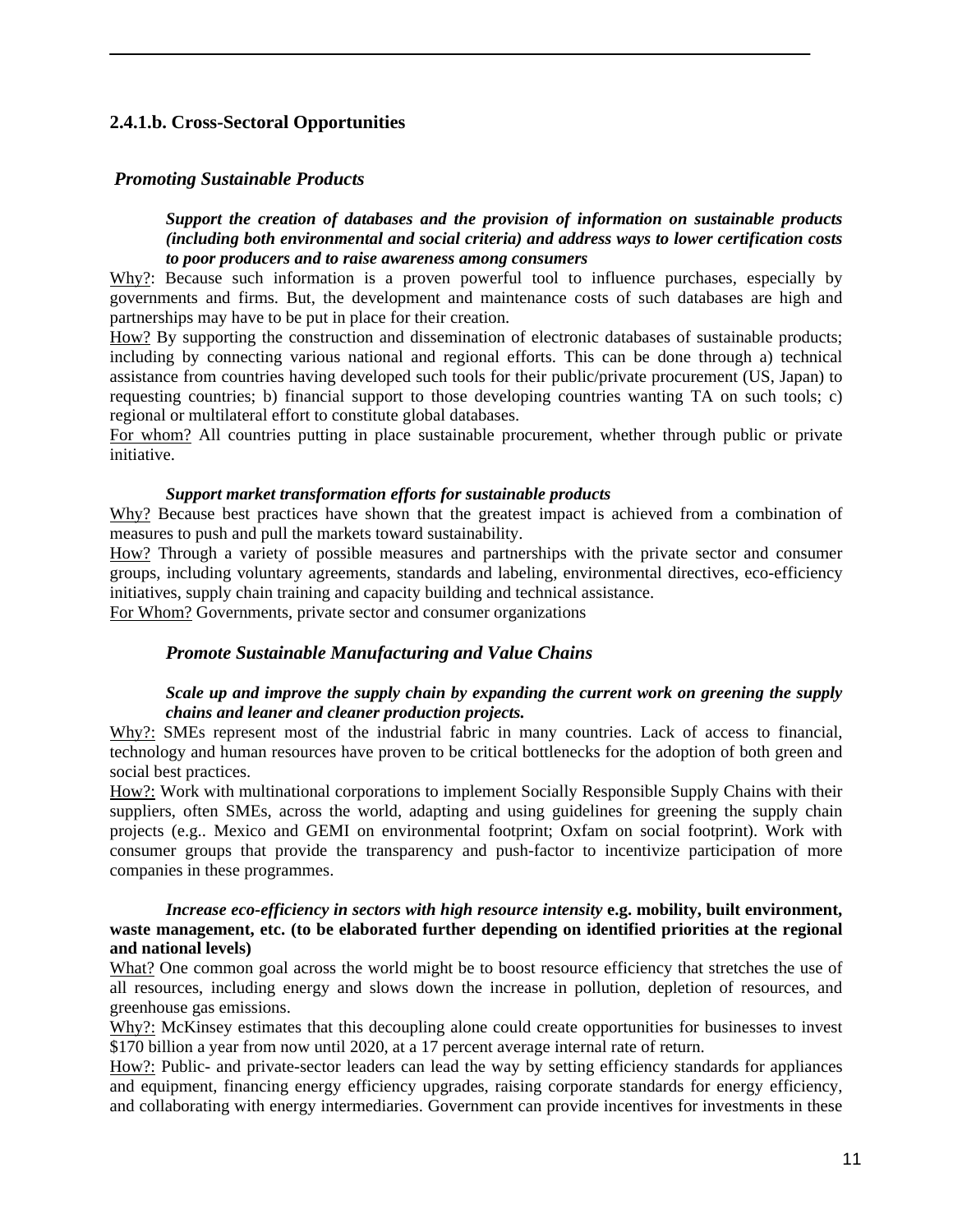### 2.4.1.b. Cross-Sectoral Opportunities

#### *Promoting Sustainable Products*

***Support the creation of databases and the provision of information on sustainable products (including both environmental and social criteria) and address ways to lower certification costs to poor producers and to raise awareness among consumers***

Why?: Because such information is a proven powerful tool to influence purchases, especially by governments and firms. But, the development and maintenance costs of such databases are high and partnerships may have to be put in place for their creation.

How? By supporting the construction and dissemination of electronic databases of sustainable products; including by connecting various national and regional efforts. This can be done through a) technical assistance from countries having developed such tools for their public/private procurement (US, Japan) to requesting countries; b) financial support to those developing countries wanting TA on such tools; c) regional or multilateral effort to constitute global databases.

For whom? All countries putting in place sustainable procurement, whether through public or private initiative.

***Support market transformation efforts for sustainable products***

Why? Because best practices have shown that the greatest impact is achieved from a combination of measures to push and pull the markets toward sustainability.

How? Through a variety of possible measures and partnerships with the private sector and consumer groups, including voluntary agreements, standards and labeling, environmental directives, eco-efficiency initiatives, supply chain training and capacity building and technical assistance.

For Whom? Governments, private sector and consumer organizations

#### *Promote Sustainable Manufacturing and Value Chains*

***Scale up and improve the supply chain by expanding the current work on greening the supply chains and leaner and cleaner production projects.***

Why?: SMEs represent most of the industrial fabric in many countries. Lack of access to financial, technology and human resources have proven to be critical bottlenecks for the adoption of both green and social best practices.

How?: Work with multinational corporations to implement Socially Responsible Supply Chains with their suppliers, often SMEs, across the world, adapting and using guidelines for greening the supply chain projects (e.g.. Mexico and GEMI on environmental footprint; Oxfam on social footprint). Work with consumer groups that provide the transparency and push-factor to incentivize participation of more companies in these programmes.

***Increase eco-efficiency in sectors with high resource intensity* e.g. mobility, built environment, waste management, etc. (to be elaborated further depending on identified priorities at the regional and national levels)**

What? One common goal across the world might be to boost resource efficiency that stretches the use of all resources, including energy and slows down the increase in pollution, depletion of resources, and greenhouse gas emissions.

Why?: McKinsey estimates that this decoupling alone could create opportunities for businesses to invest $170 billion a year from now until 2020, at a 17 percent average internal rate of return.

How?: Public- and private-sector leaders can lead the way by setting efficiency standards for appliances and equipment, financing energy efficiency upgrades, raising corporate standards for energy efficiency, and collaborating with energy intermediaries. Government can provide incentives for investments in these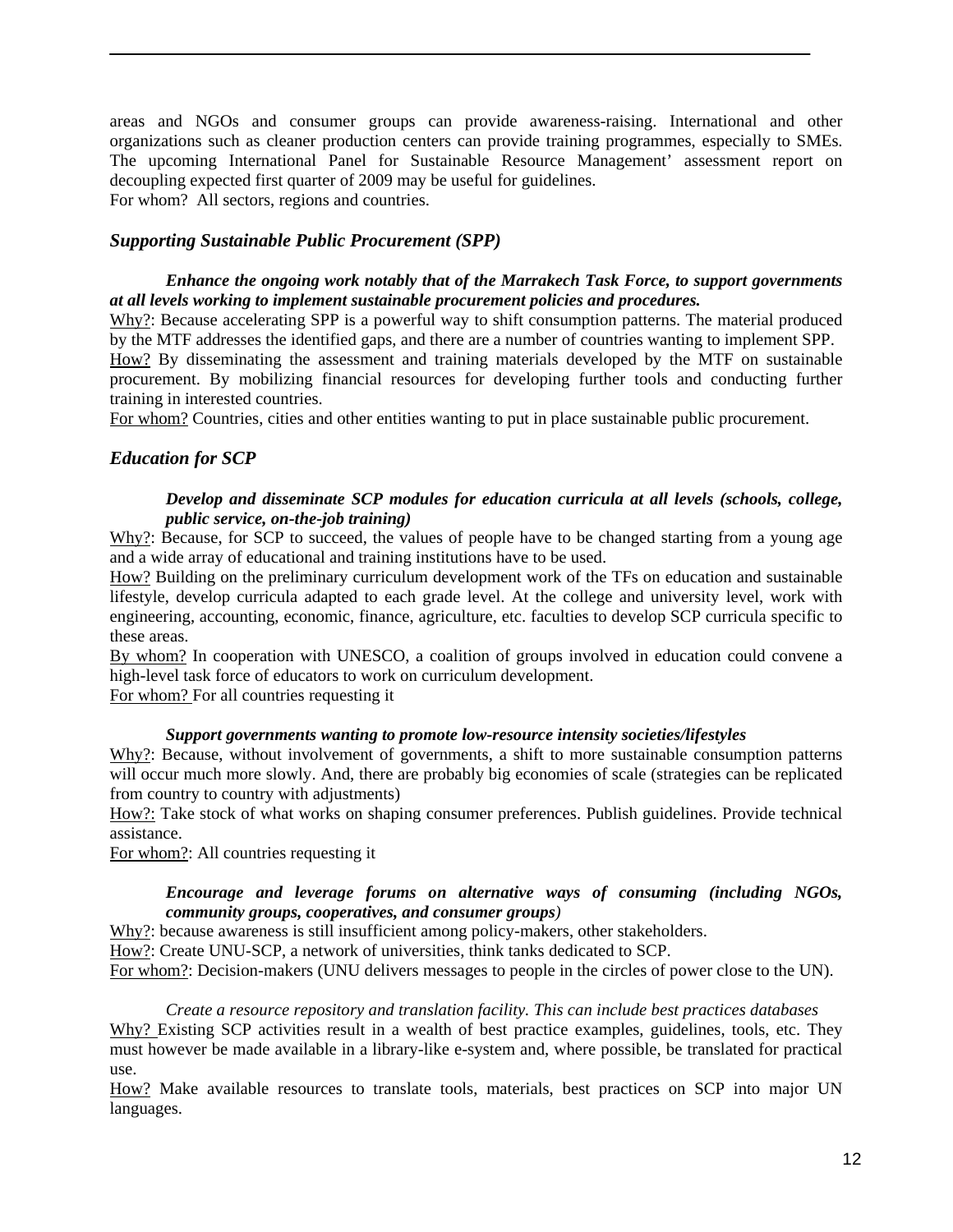areas and NGOs and consumer groups can provide awareness-raising. International and other organizations such as cleaner production centers can provide training programmes, especially to SMEs. The upcoming International Panel for Sustainable Resource Management' assessment report on decoupling expected first quarter of 2009 may be useful for guidelines.
For whom? All sectors, regions and countries.

### *Supporting Sustainable Public Procurement (SPP)*

***Enhance the ongoing work notably that of the Marrakech Task Force, to support governments at all levels working to implement sustainable procurement policies and procedures.***

Why?: Because accelerating SPP is a powerful way to shift consumption patterns. The material produced by the MTF addresses the identified gaps, and there are a number of countries wanting to implement SPP.
How? By disseminating the assessment and training materials developed by the MTF on sustainable procurement. By mobilizing financial resources for developing further tools and conducting further training in interested countries.
For whom? Countries, cities and other entities wanting to put in place sustainable public procurement.

### *Education for SCP*

***Develop and disseminate SCP modules for education curricula at all levels (schools, college, public service, on-the-job training)***

Why?: Because, for SCP to succeed, the values of people have to be changed starting from a young age and a wide array of educational and training institutions have to be used.
How? Building on the preliminary curriculum development work of the TFs on education and sustainable lifestyle, develop curricula adapted to each grade level. At the college and university level, work with engineering, accounting, economic, finance, agriculture, etc. faculties to develop SCP curricula specific to these areas.
By whom? In cooperation with UNESCO, a coalition of groups involved in education could convene a high-level task force of educators to work on curriculum development.
For whom? For all countries requesting it

***Support governments wanting to promote low-resource intensity societies/lifestyles***

Why?: Because, without involvement of governments, a shift to more sustainable consumption patterns will occur much more slowly. And, there are probably big economies of scale (strategies can be replicated from country to country with adjustments)
How?: Take stock of what works on shaping consumer preferences. Publish guidelines. Provide technical assistance.
For whom?: All countries requesting it

***Encourage and leverage forums on alternative ways of consuming (including NGOs, community groups, cooperatives, and consumer groups)***

Why?: because awareness is still insufficient among policy-makers, other stakeholders.
How?: Create UNU-SCP, a network of universities, think tanks dedicated to SCP.
For whom?: Decision-makers (UNU delivers messages to people in the circles of power close to the UN).

*Create a resource repository and translation facility. This can include best practices databases*

Why? Existing SCP activities result in a wealth of best practice examples, guidelines, tools, etc. They must however be made available in a library-like e-system and, where possible, be translated for practical use.
How? Make available resources to translate tools, materials, best practices on SCP into major UN languages.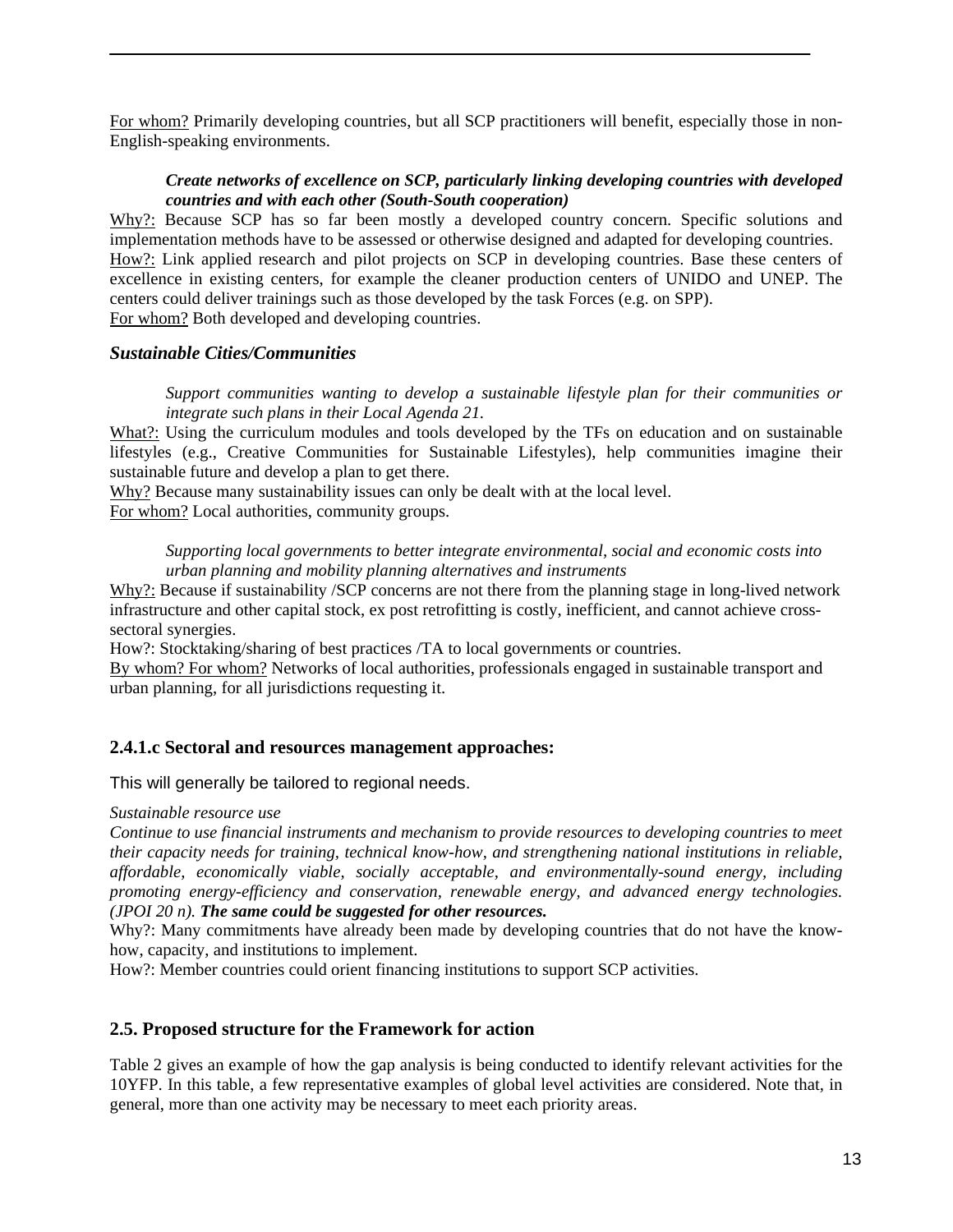For whom? Primarily developing countries, but all SCP practitioners will benefit, especially those in non-English-speaking environments.

***Create networks of excellence on SCP, particularly linking developing countries with developed countries and with each other (South-South cooperation)***

Why?: Because SCP has so far been mostly a developed country concern. Specific solutions and implementation methods have to be assessed or otherwise designed and adapted for developing countries.
How?: Link applied research and pilot projects on SCP in developing countries. Base these centers of excellence in existing centers, for example the cleaner production centers of UNIDO and UNEP. The centers could deliver trainings such as those developed by the task Forces (e.g. on SPP).
For whom? Both developed and developing countries.

***Sustainable Cities/Communities***

*Support communities wanting to develop a sustainable lifestyle plan for their communities or integrate such plans in their Local Agenda 21.*

What?: Using the curriculum modules and tools developed by the TFs on education and on sustainable lifestyles (e.g., Creative Communities for Sustainable Lifestyles), help communities imagine their sustainable future and develop a plan to get there.
Why? Because many sustainability issues can only be dealt with at the local level.
For whom? Local authorities, community groups.

*Supporting local governments to better integrate environmental, social and economic costs into urban planning and mobility planning alternatives and instruments*

Why?: Because if sustainability /SCP concerns are not there from the planning stage in long-lived network infrastructure and other capital stock, ex post retrofitting is costly, inefficient, and cannot achieve cross-sectoral synergies.
How?: Stocktaking/sharing of best practices /TA to local governments or countries.
By whom? For whom? Networks of local authorities, professionals engaged in sustainable transport and urban planning, for all jurisdictions requesting it.

### 2.4.1.c Sectoral and resources management approaches:

This will generally be tailored to regional needs.

*Sustainable resource use*

*Continue to use financial instruments and mechanism to provide resources to developing countries to meet their capacity needs for training, technical know-how, and strengthening national institutions in reliable, affordable, economically viable, socially acceptable, and environmentally-sound energy, including promoting energy-efficiency and conservation, renewable energy, and advanced energy technologies. (JPOI 20 n).* ***The same could be suggested for other resources.***

Why?: Many commitments have already been made by developing countries that do not have the know-how, capacity, and institutions to implement.
How?: Member countries could orient financing institutions to support SCP activities.

### 2.5. Proposed structure for the Framework for action

Table 2 gives an example of how the gap analysis is being conducted to identify relevant activities for the 10YFP. In this table, a few representative examples of global level activities are considered. Note that, in general, more than one activity may be necessary to meet each priority areas.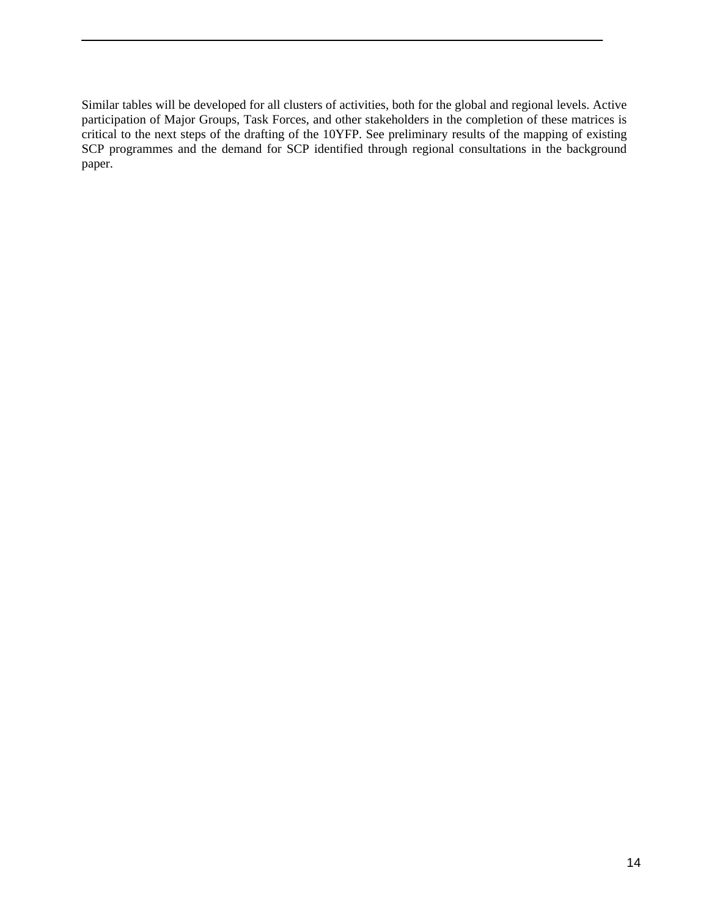Similar tables will be developed for all clusters of activities, both for the global and regional levels. Active participation of Major Groups, Task Forces, and other stakeholders in the completion of these matrices is critical to the next steps of the drafting of the 10YFP. See preliminary results of the mapping of existing SCP programmes and the demand for SCP identified through regional consultations in the background paper.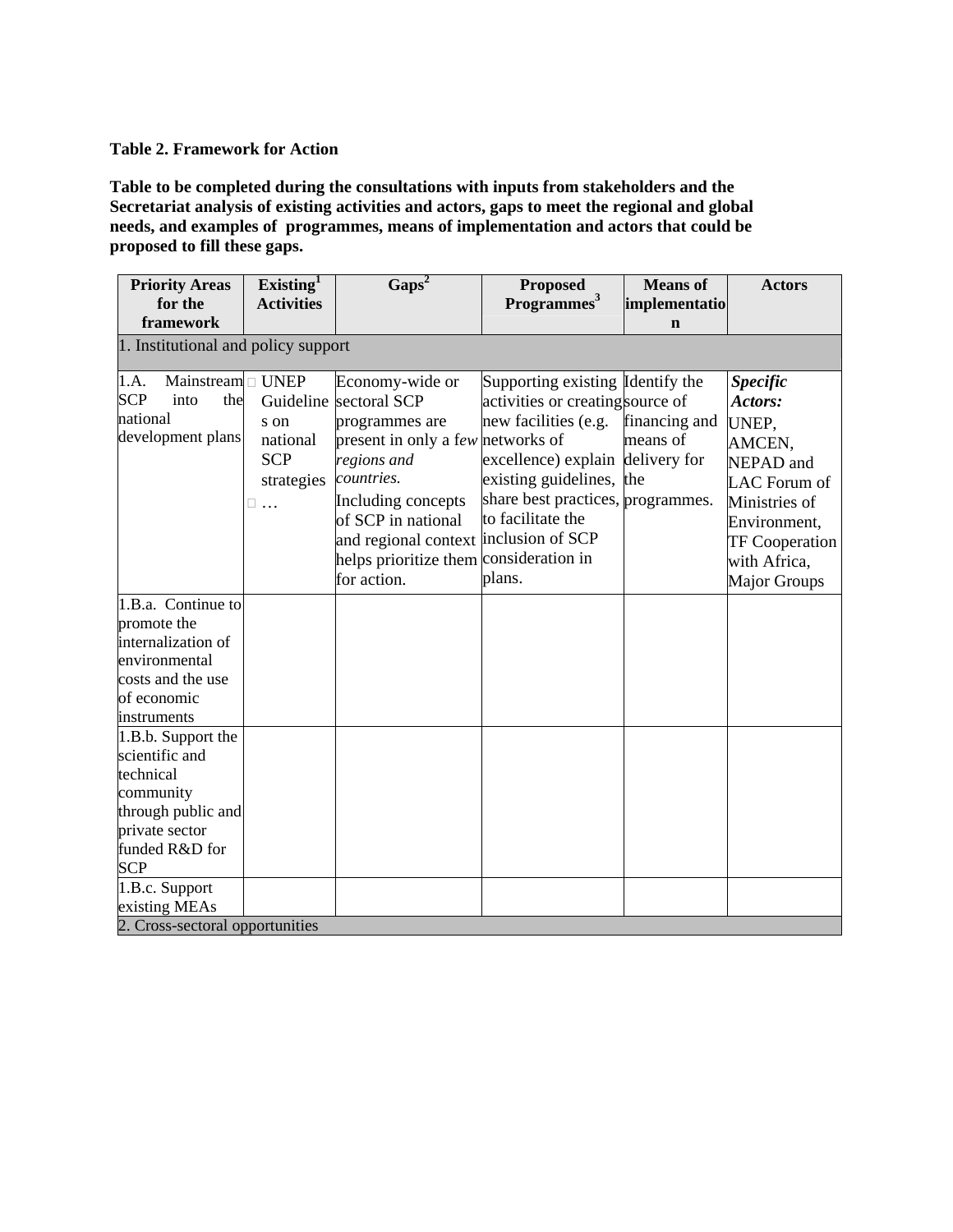**Table 2. Framework for Action**

**Table to be completed during the consultations with inputs from stakeholders and the Secretariat analysis of existing activities and actors, gaps to meet the regional and global needs, and examples of programmes, means of implementation and actors that could be proposed to fill these gaps.**

| Priority Areas for the framework | Existing[1] Activities | Gaps[2] | Proposed Programmes[3] | Means of implementation | Actors |
|---|---|---|---|---|---|
| 1. Institutional and policy support | | | | | |
| 1.A. Mainstream SCP into the national development plans | - UNEP Guidelines on national SCP strategies<br>- … | Economy-wide or sectoral SCP programmes are present in only a f*ew regions and countries.*<br>Including concepts of SCP in national and regional context helps prioritize them for action. | Supporting existing activities or creating new facilities (e.g. networks of excellence) explain existing guidelines, share best practices, to facilitate the inclusion of SCP consideration in plans. | Identify the source of financing and means of delivery for the programmes. | ***Specific Actors:*** UNEP, AMCEN, NEPAD and LAC Forum of Ministries of Environment, TF Cooperation with Africa, Major Groups |
| 1.B.a. Continue to promote the internalization of environmental costs and the use of economic instruments | | | | | |
| 1.B.b. Support the scientific and technical community through public and private sector funded R&D for SCP | | | | | |
| 1.B.c. Support existing MEAs | | | | | |
| 2. Cross-sectoral opportunities | | | | | |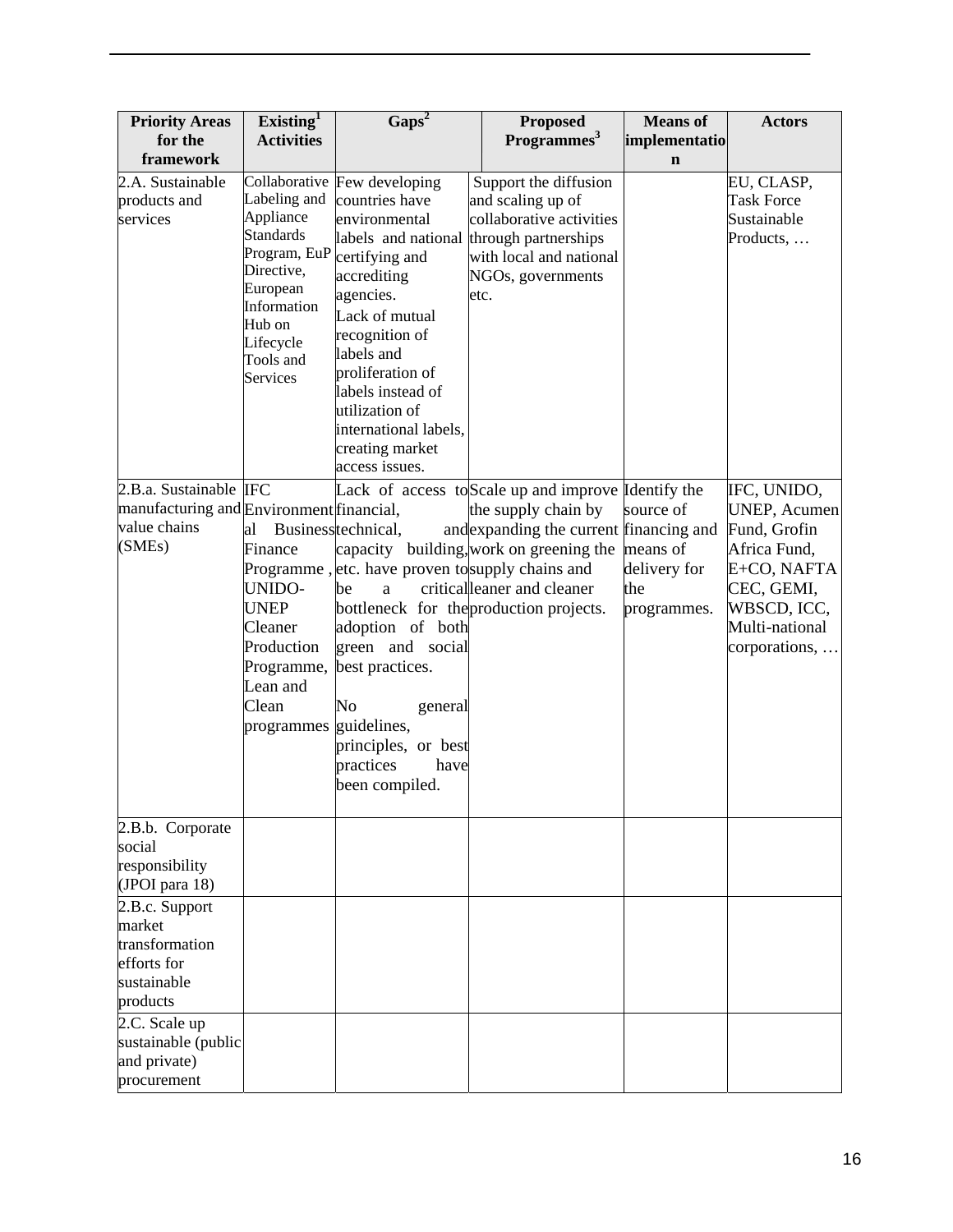| Priority Areas for the framework | Existing[1] Activities | Gaps[2] | Proposed Programmes[3] | Means of implementation | Actors |
|---|---|---|---|---|---|
| 2.A. Sustainable products and services | Collaborative Labeling and Appliance Standards Program, EuP Directive, European Information Hub on Lifecycle Tools and Services | Few developing countries have environmental labels and national certifying and accrediting agencies. Lack of mutual recognition of labels and proliferation of labels instead of utilization of international labels, creating market access issues. | Support the diffusion and scaling up of collaborative activities through partnerships with local and national NGOs, governments etc. | | EU, CLASP, Task Force Sustainable Products, … |
| 2.B.a. Sustainable manufacturing and value chains (SMEs) | IFC Environmental Business Finance Programme , UNIDO-UNEP Cleaner Production Programme, Lean and Clean programmes | Lack of access to financial, technical, and capacity building, etc. have proven to be a critical bottleneck for the adoption of both green and social best practices.<br><br>No general guidelines, principles, or best practices have been compiled. | Scale up and improve the supply chain by expanding the current work on greening the supply chains and leaner and cleaner production projects. | Identify the source of financing and means of delivery for the programmes. | IFC, UNIDO, UNEP, Acumen Fund, Grofin Africa Fund, E+CO, NAFTA CEC, GEMI, WBSCD, ICC, Multi-national corporations, … |
| 2.B.b. Corporate social responsibility (JPOI para 18) | | | | | |
| 2.B.c. Support market transformation efforts for sustainable products | | | | | |
| 2.C. Scale up sustainable (public and private) procurement | | | | | |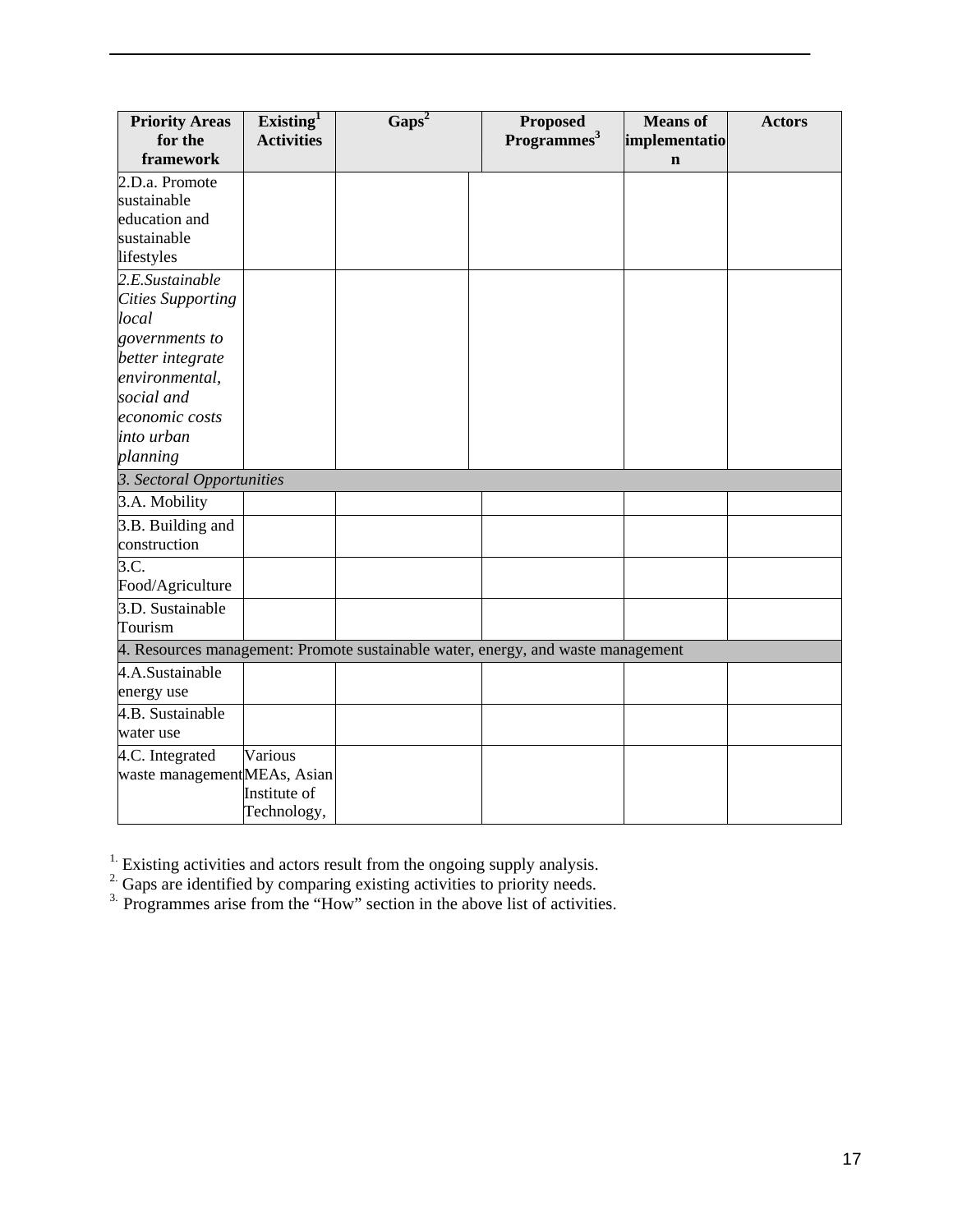| Priority Areas for the framework | Existing[1] Activities | Gaps[2] | Proposed Programmes[3] | Means of implementation | Actors |
|---|---|---|---|---|---|
| 2.D.a. Promote sustainable education and sustainable lifestyles | | | | | |
| *2.E.Sustainable Cities Supporting local governments to better integrate environmental, social and economic costs into urban planning* | | | | | |
| *3. Sectoral Opportunities* | | | | | |
| 3.A. Mobility | | | | | |
| 3.B. Building and construction | | | | | |
| 3.C. Food/Agriculture | | | | | |
| 3.D. Sustainable Tourism | | | | | |
| 4. Resources management: Promote sustainable water, energy, and waste management | | | | | |
| 4.A.Sustainable energy use | | | | | |
| 4.B. Sustainable water use | | | | | |
| 4.C. Integrated waste management | Various MEAs, Asian Institute of Technology, | | | | |

[1] Existing activities and actors result from the ongoing supply analysis.
[2] Gaps are identified by comparing existing activities to priority needs.
[3] Programmes arise from the "How" section in the above list of activities.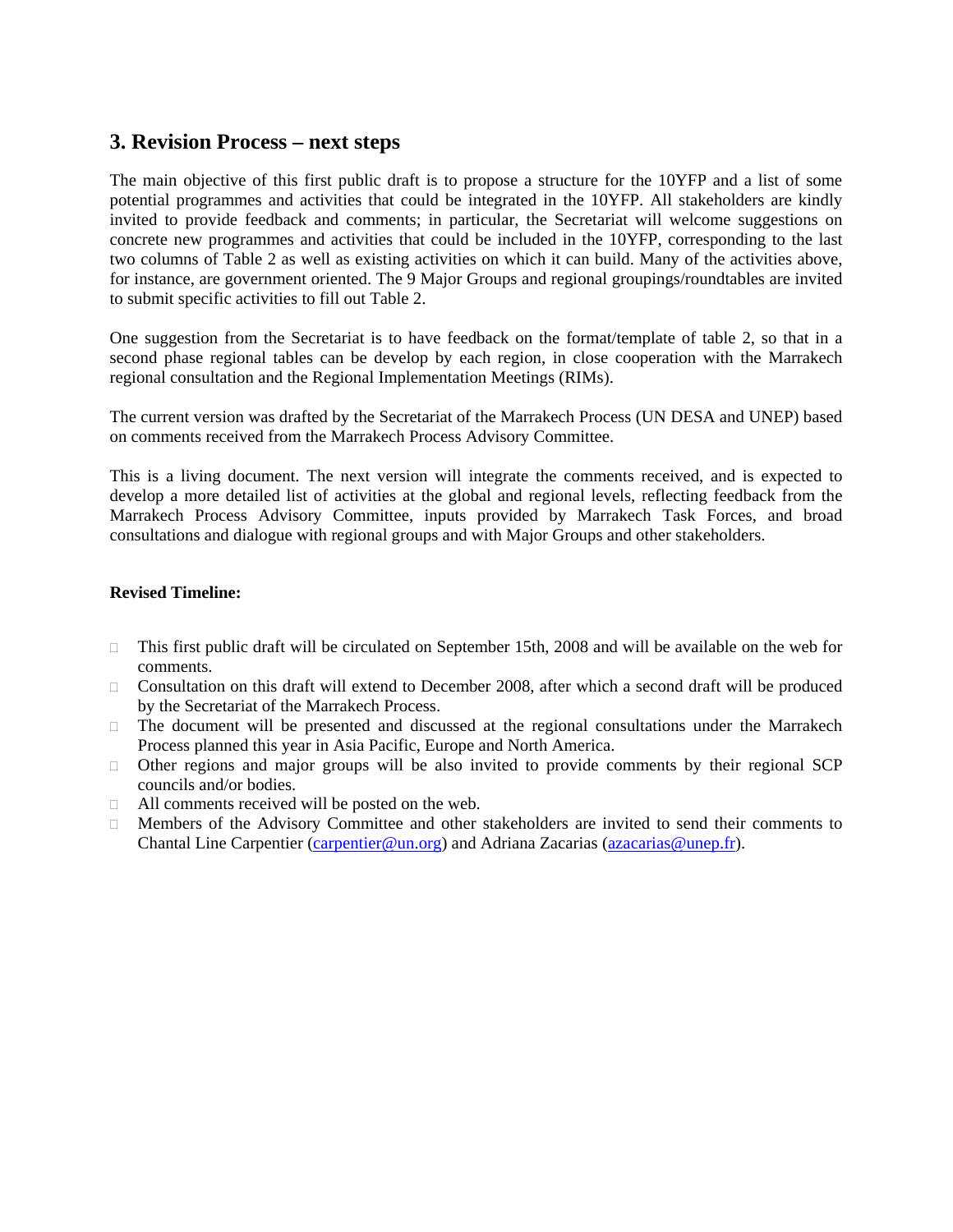## 3. Revision Process – next steps

The main objective of this first public draft is to propose a structure for the 10YFP and a list of some potential programmes and activities that could be integrated in the 10YFP. All stakeholders are kindly invited to provide feedback and comments; in particular, the Secretariat will welcome suggestions on concrete new programmes and activities that could be included in the 10YFP, corresponding to the last two columns of Table 2 as well as existing activities on which it can build. Many of the activities above, for instance, are government oriented. The 9 Major Groups and regional groupings/roundtables are invited to submit specific activities to fill out Table 2.

One suggestion from the Secretariat is to have feedback on the format/template of table 2, so that in a second phase regional tables can be develop by each region, in close cooperation with the Marrakech regional consultation and the Regional Implementation Meetings (RIMs).

The current version was drafted by the Secretariat of the Marrakech Process (UN DESA and UNEP) based on comments received from the Marrakech Process Advisory Committee.

This is a living document. The next version will integrate the comments received, and is expected to develop a more detailed list of activities at the global and regional levels, reflecting feedback from the Marrakech Process Advisory Committee, inputs provided by Marrakech Task Forces, and broad consultations and dialogue with regional groups and with Major Groups and other stakeholders.

**Revised Timeline:**

- This first public draft will be circulated on September 15th, 2008 and will be available on the web for comments.
- Consultation on this draft will extend to December 2008, after which a second draft will be produced by the Secretariat of the Marrakech Process.
- The document will be presented and discussed at the regional consultations under the Marrakech Process planned this year in Asia Pacific, Europe and North America.
- Other regions and major groups will be also invited to provide comments by their regional SCP councils and/or bodies.
- All comments received will be posted on the web.
- Members of the Advisory Committee and other stakeholders are invited to send their comments to Chantal Line Carpentier (carpentier@un.org) and Adriana Zacarias (azacarias@unep.fr).